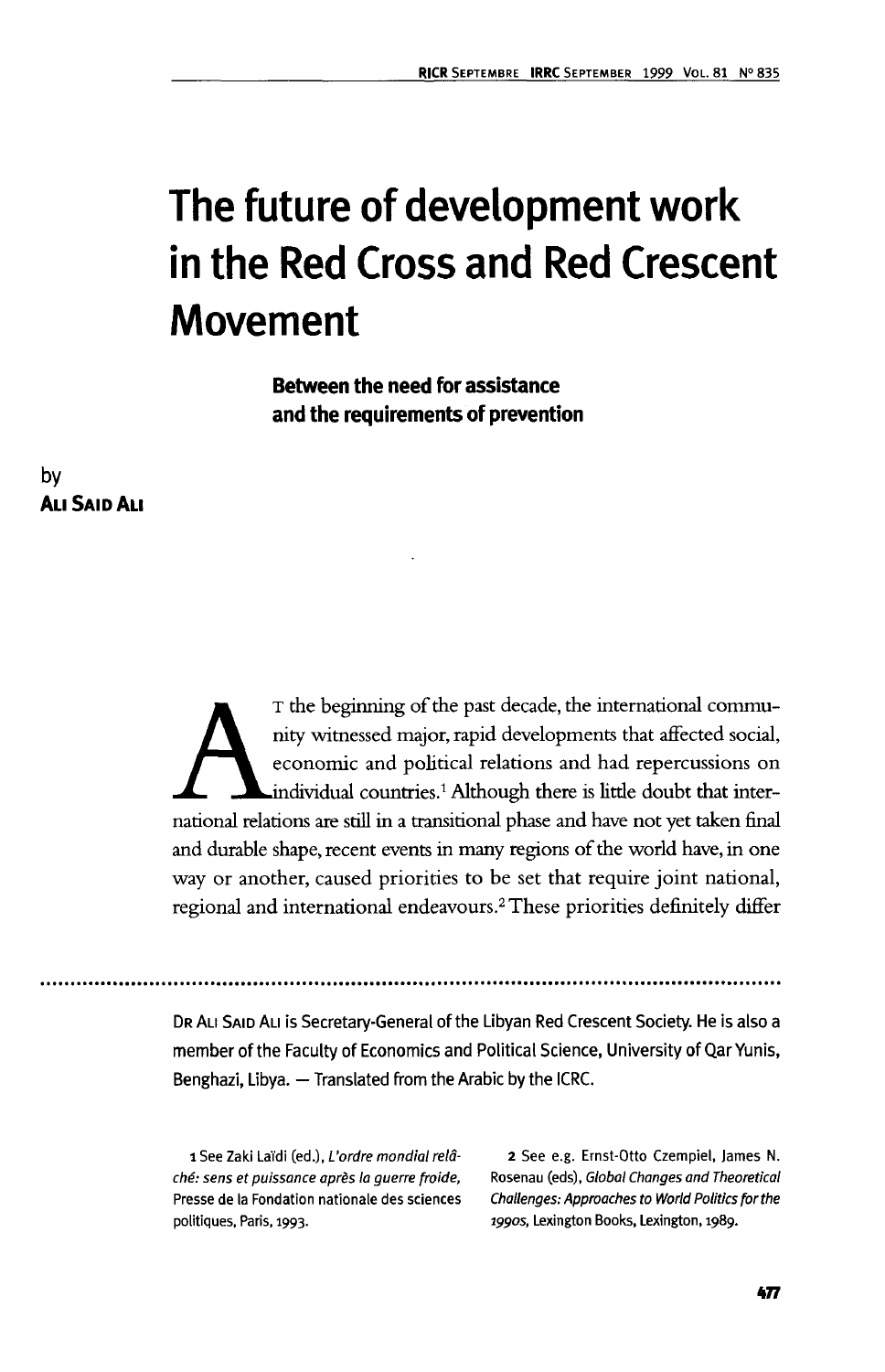# The future of development work in the Red Cross and Red Crescent Movement

**Between the need for assistance and the requirements of prevention**

by
**Ali Said Ali**

At the beginning of the past decade, the international community witnessed major, rapid developments that affected social, economic and political relations and had repercussions on individual countries.[1] Although there is little doubt that international relations are still in a transitional phase and have not yet taken final and durable shape, recent events in many regions of the world have, in one way or another, caused priorities to be set that require joint national, regional and international endeavours.[2] These priorities definitely differ

---

Dr Ali Said Ali is Secretary-General of the Libyan Red Crescent Society. He is also a member of the Faculty of Economics and Political Science, University of Qar Yunis, Benghazi, Libya. — Translated from the Arabic by the ICRC.

1 See Zaki Laïdi (ed.), *L'ordre mondial relâché: sens et puissance après la guerre froide*, Presse de la Fondation nationale des sciences politiques, Paris, 1993.

2 See e.g. Ernst-Otto Czempiel, James N. Rosenau (eds), *Global Changes and Theoretical Challenges: Approaches to World Politics for the 1990s*, Lexington Books, Lexington, 1989.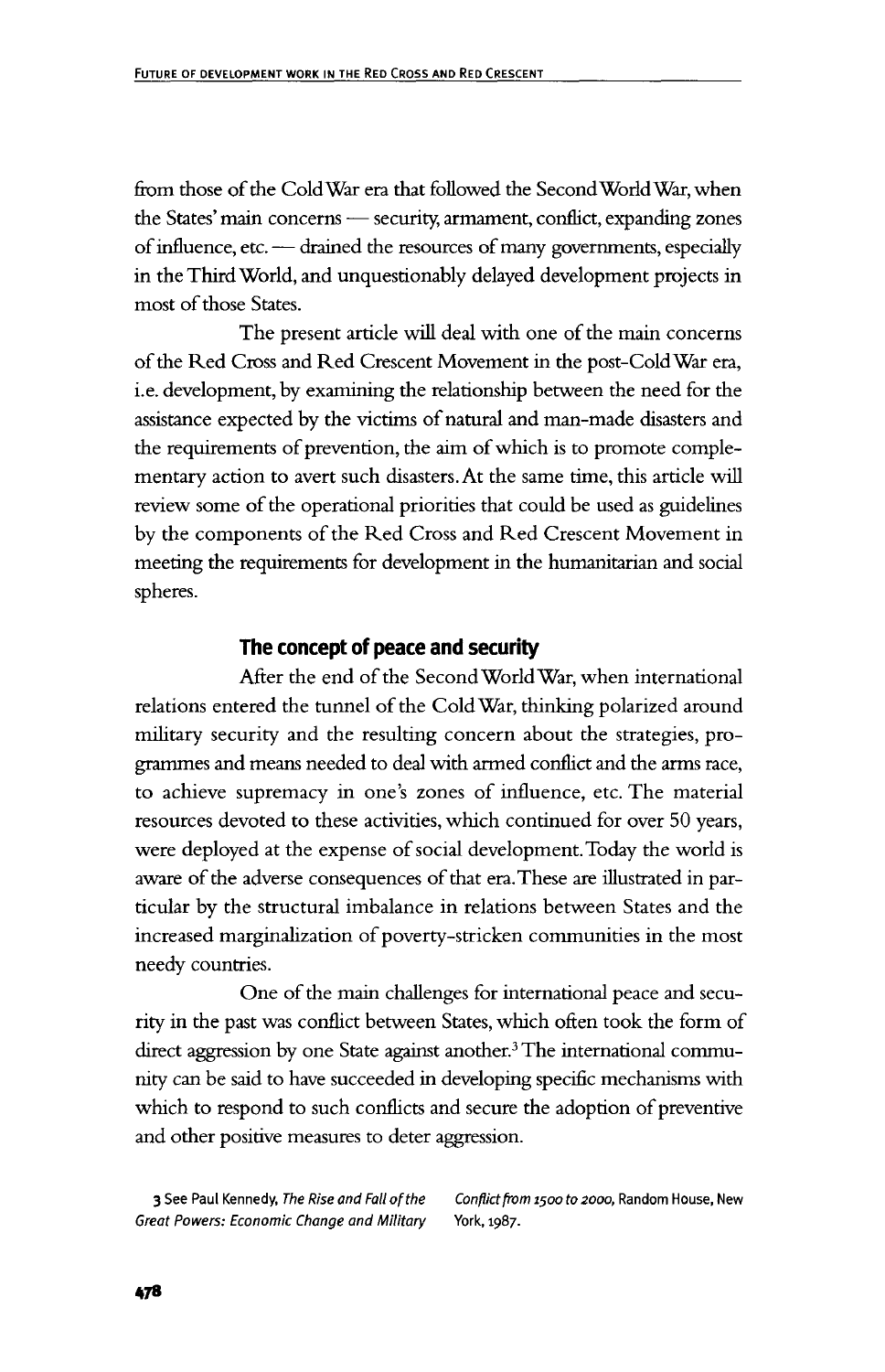from those of the Cold War era that followed the Second World War, when the States' main concerns — security, armament, conflict, expanding zones of influence, etc. — drained the resources of many governments, especially in the Third World, and unquestionably delayed development projects in most of those States.

The present article will deal with one of the main concerns of the Red Cross and Red Crescent Movement in the post-Cold War era, i.e. development, by examining the relationship between the need for the assistance expected by the victims of natural and man-made disasters and the requirements of prevention, the aim of which is to promote complementary action to avert such disasters. At the same time, this article will review some of the operational priorities that could be used as guidelines by the components of the Red Cross and Red Crescent Movement in meeting the requirements for development in the humanitarian and social spheres.

## The concept of peace and security

After the end of the Second World War, when international relations entered the tunnel of the Cold War, thinking polarized around military security and the resulting concern about the strategies, programmes and means needed to deal with armed conflict and the arms race, to achieve supremacy in one's zones of influence, etc. The material resources devoted to these activities, which continued for over 50 years, were deployed at the expense of social development. Today the world is aware of the adverse consequences of that era. These are illustrated in particular by the structural imbalance in relations between States and the increased marginalization of poverty-stricken communities in the most needy countries.

One of the main challenges for international peace and security in the past was conflict between States, which often took the form of direct aggression by one State against another.[3] The international community can be said to have succeeded in developing specific mechanisms with which to respond to such conflicts and secure the adoption of preventive and other positive measures to deter aggression.

3 See Paul Kennedy, *The Rise and Fall of the Great Powers: Economic Change and Military Conflict from 1500 to 2000*, Random House, New York, 1987.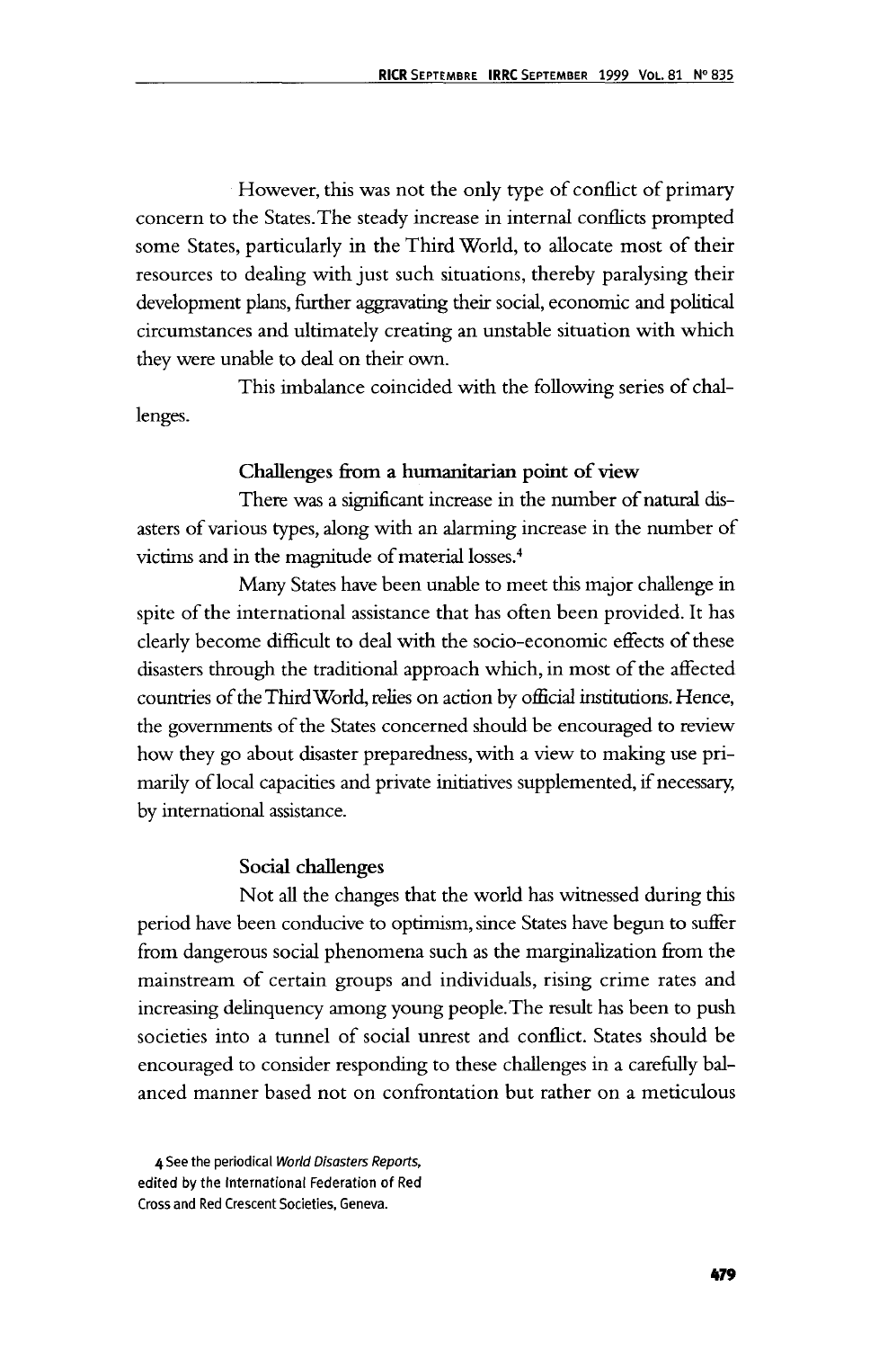However, this was not the only type of conflict of primary concern to the States. The steady increase in internal conflicts prompted some States, particularly in the Third World, to allocate most of their resources to dealing with just such situations, thereby paralysing their development plans, further aggravating their social, economic and political circumstances and ultimately creating an unstable situation with which they were unable to deal on their own.

This imbalance coincided with the following series of challenges.

### Challenges from a humanitarian point of view

There was a significant increase in the number of natural disasters of various types, along with an alarming increase in the number of victims and in the magnitude of material losses.[4]

Many States have been unable to meet this major challenge in spite of the international assistance that has often been provided. It has clearly become difficult to deal with the socio-economic effects of these disasters through the traditional approach which, in most of the affected countries of the Third World, relies on action by official institutions. Hence, the governments of the States concerned should be encouraged to review how they go about disaster preparedness, with a view to making use primarily of local capacities and private initiatives supplemented, if necessary, by international assistance.

### Social challenges

Not all the changes that the world has witnessed during this period have been conducive to optimism, since States have begun to suffer from dangerous social phenomena such as the marginalization from the mainstream of certain groups and individuals, rising crime rates and increasing delinquency among young people. The result has been to push societies into a tunnel of social unrest and conflict. States should be encouraged to consider responding to these challenges in a carefully balanced manner based not on confrontation but rather on a meticulous

[4] See the periodical *World Disasters Reports*, edited by the International Federation of Red Cross and Red Crescent Societies, Geneva.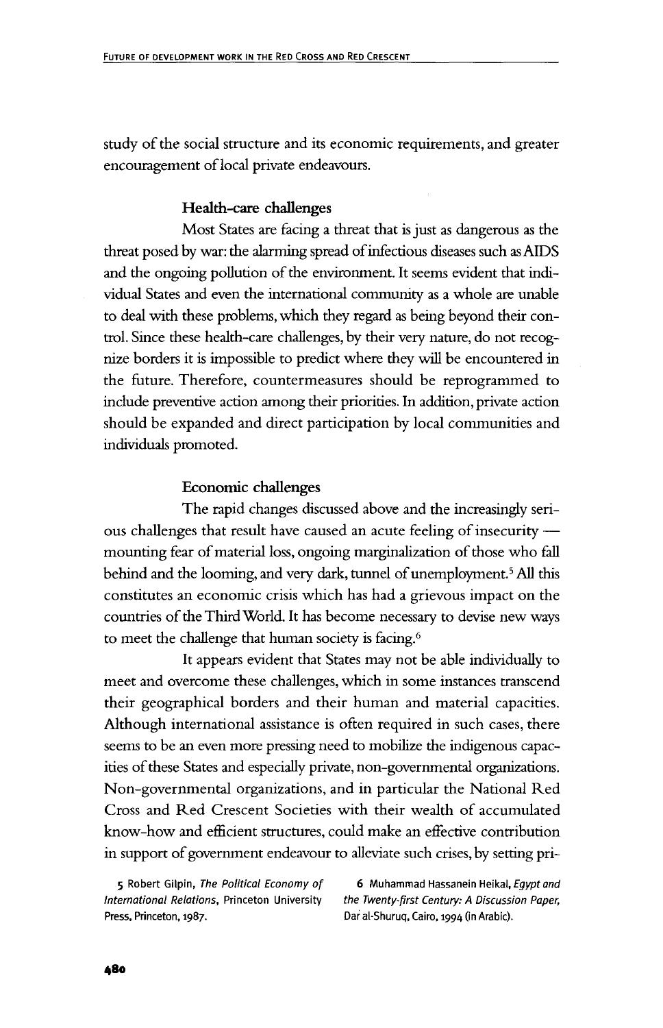study of the social structure and its economic requirements, and greater encouragement of local private endeavours.

### Health-care challenges

Most States are facing a threat that is just as dangerous as the threat posed by war: the alarming spread of infectious diseases such as AIDS and the ongoing pollution of the environment. It seems evident that individual States and even the international community as a whole are unable to deal with these problems, which they regard as being beyond their control. Since these health-care challenges, by their very nature, do not recognize borders it is impossible to predict where they will be encountered in the future. Therefore, countermeasures should be reprogrammed to include preventive action among their priorities. In addition, private action should be expanded and direct participation by local communities and individuals promoted.

### Economic challenges

The rapid changes discussed above and the increasingly serious challenges that result have caused an acute feeling of insecurity — mounting fear of material loss, ongoing marginalization of those who fall behind and the looming, and very dark, tunnel of unemployment.[5] All this constitutes an economic crisis which has had a grievous impact on the countries of the Third World. It has become necessary to devise new ways to meet the challenge that human society is facing.[6]

It appears evident that States may not be able individually to meet and overcome these challenges, which in some instances transcend their geographical borders and their human and material capacities. Although international assistance is often required in such cases, there seems to be an even more pressing need to mobilize the indigenous capacities of these States and especially private, non-governmental organizations. Non-governmental organizations, and in particular the National Red Cross and Red Crescent Societies with their wealth of accumulated know-how and efficient structures, could make an effective contribution in support of government endeavour to alleviate such crises, by setting pri-

5 Robert Gilpin, *The Political Economy of International Relations*, Princeton University Press, Princeton, 1987.

6 Muhammad Hassanein Heikal, *Egypt and the Twenty-first Century: A Discussion Paper*, Dar al-Shuruq, Cairo, 1994 (in Arabic).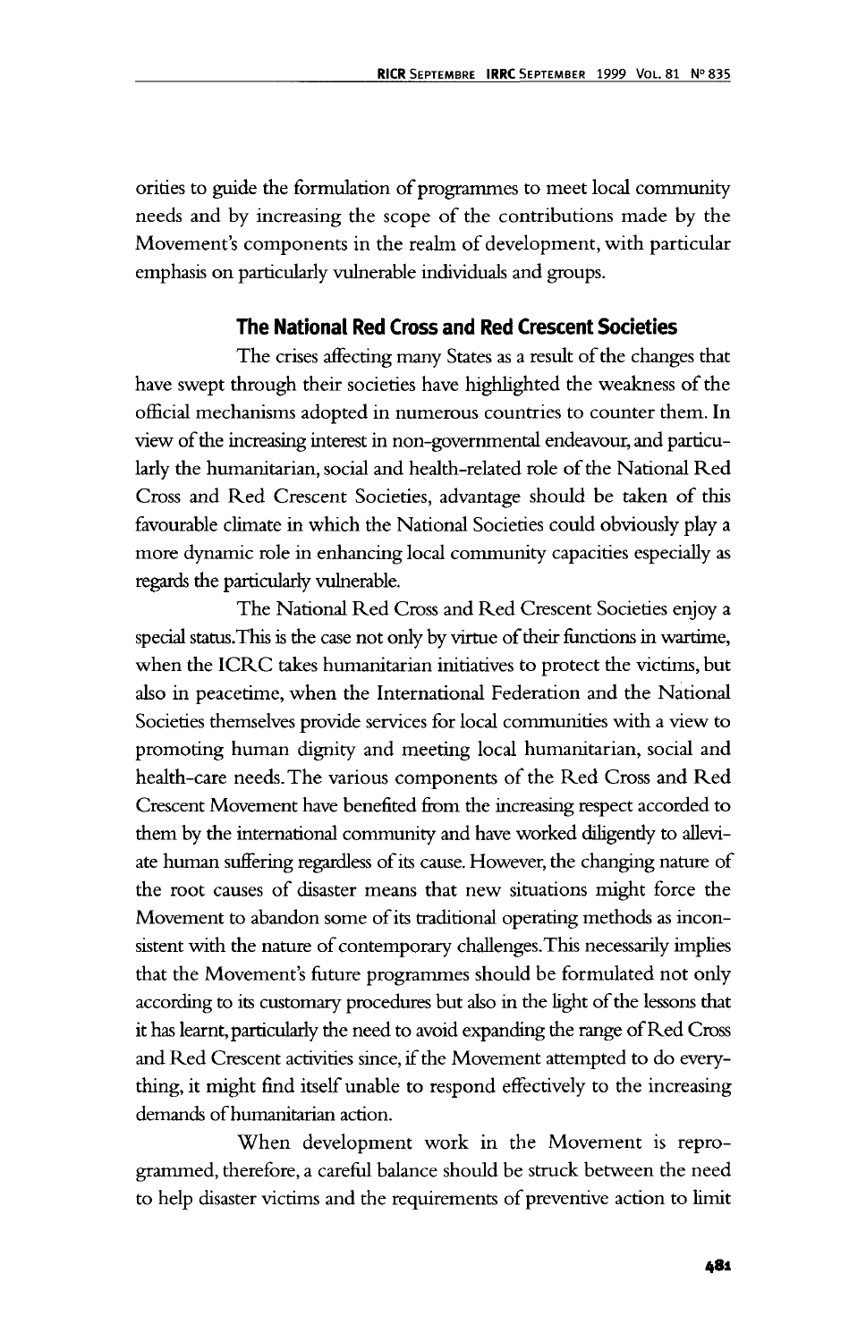orities to guide the formulation of programmes to meet local community needs and by increasing the scope of the contributions made by the Movement's components in the realm of development, with particular emphasis on particularly vulnerable individuals and groups.

### The National Red Cross and Red Crescent Societies

The crises affecting many States as a result of the changes that have swept through their societies have highlighted the weakness of the official mechanisms adopted in numerous countries to counter them. In view of the increasing interest in non-governmental endeavour, and particularly the humanitarian, social and health-related role of the National Red Cross and Red Crescent Societies, advantage should be taken of this favourable climate in which the National Societies could obviously play a more dynamic role in enhancing local community capacities especially as regards the particularly vulnerable.

The National Red Cross and Red Crescent Societies enjoy a special status. This is the case not only by virtue of their functions in wartime, when the ICRC takes humanitarian initiatives to protect the victims, but also in peacetime, when the International Federation and the National Societies themselves provide services for local communities with a view to promoting human dignity and meeting local humanitarian, social and health-care needs. The various components of the Red Cross and Red Crescent Movement have benefited from the increasing respect accorded to them by the international community and have worked diligently to alleviate human suffering regardless of its cause. However, the changing nature of the root causes of disaster means that new situations might force the Movement to abandon some of its traditional operating methods as inconsistent with the nature of contemporary challenges. This necessarily implies that the Movement's future programmes should be formulated not only according to its customary procedures but also in the light of the lessons that it has learnt, particularly the need to avoid expanding the range of Red Cross and Red Crescent activities since, if the Movement attempted to do everything, it might find itself unable to respond effectively to the increasing demands of humanitarian action.

When development work in the Movement is reprogrammed, therefore, a careful balance should be struck between the need to help disaster victims and the requirements of preventive action to limit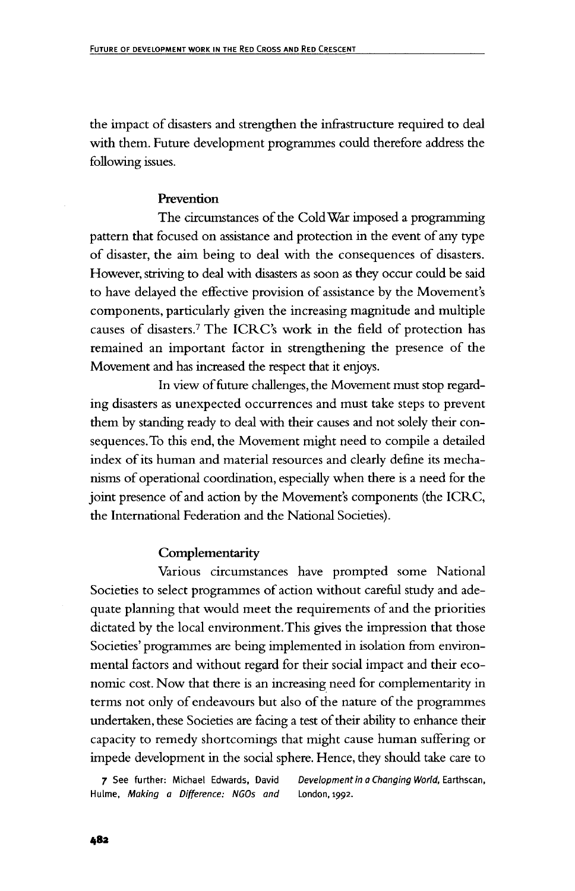the impact of disasters and strengthen the infrastructure required to deal with them. Future development programmes could therefore address the following issues.

### Prevention

The circumstances of the Cold War imposed a programming pattern that focused on assistance and protection in the event of any type of disaster, the aim being to deal with the consequences of disasters. However, striving to deal with disasters as soon as they occur could be said to have delayed the effective provision of assistance by the Movement's components, particularly given the increasing magnitude and multiple causes of disasters.[7] The ICRC's work in the field of protection has remained an important factor in strengthening the presence of the Movement and has increased the respect that it enjoys.

In view of future challenges, the Movement must stop regarding disasters as unexpected occurrences and must take steps to prevent them by standing ready to deal with their causes and not solely their consequences. To this end, the Movement might need to compile a detailed index of its human and material resources and clearly define its mechanisms of operational coordination, especially when there is a need for the joint presence of and action by the Movement's components (the ICRC, the International Federation and the National Societies).

### Complementarity

Various circumstances have prompted some National Societies to select programmes of action without careful study and adequate planning that would meet the requirements of and the priorities dictated by the local environment. This gives the impression that those Societies' programmes are being implemented in isolation from environmental factors and without regard for their social impact and their economic cost. Now that there is an increasing need for complementarity in terms not only of endeavours but also of the nature of the programmes undertaken, these Societies are facing a test of their ability to enhance their capacity to remedy shortcomings that might cause human suffering or impede development in the social sphere. Hence, they should take care to

7 See further: Michael Edwards, David Hulme, *Making a Difference: NGOs and Development in a Changing World*, Earthscan, London, 1992.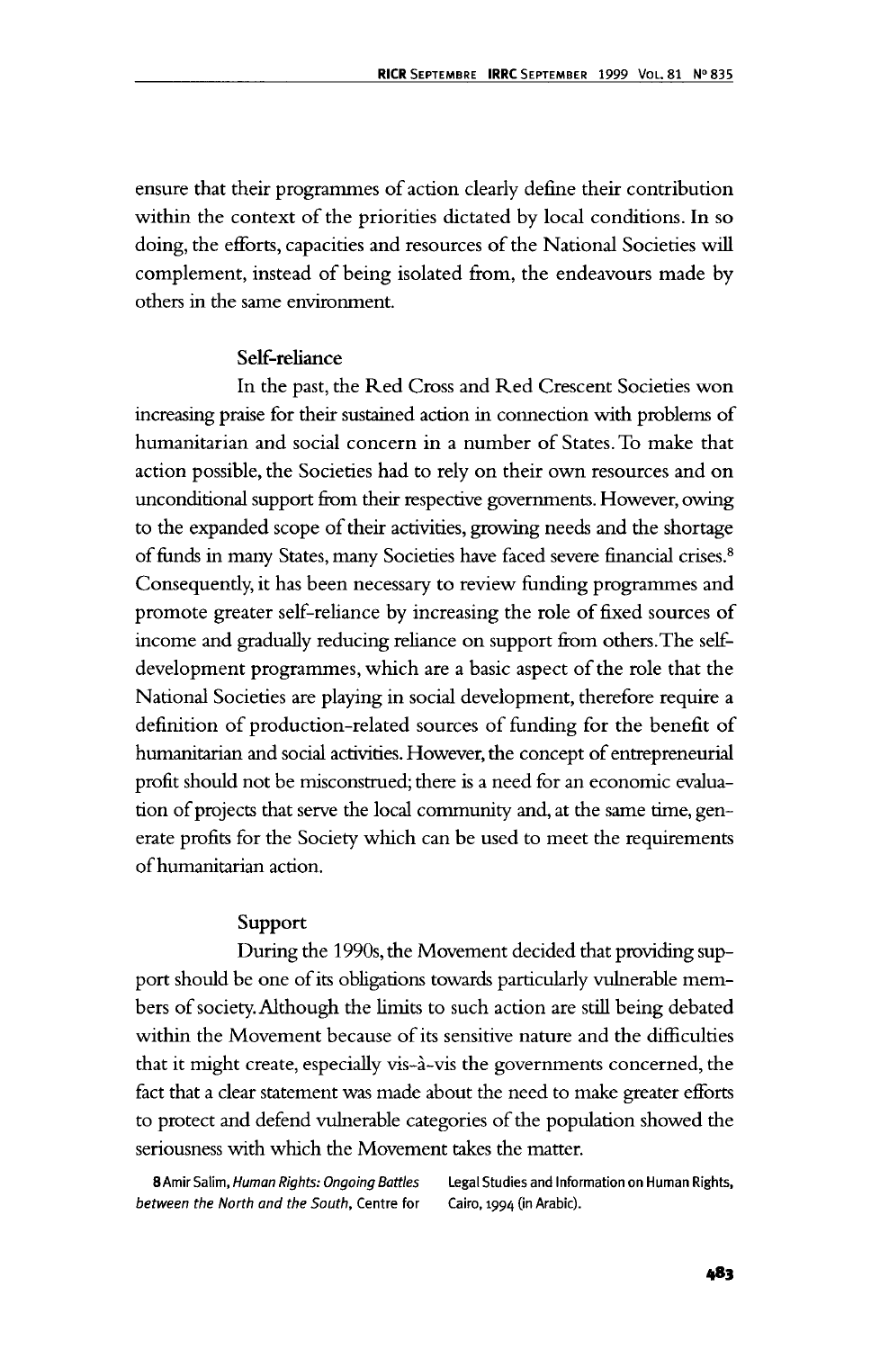ensure that their programmes of action clearly define their contribution within the context of the priorities dictated by local conditions. In so doing, the efforts, capacities and resources of the National Societies will complement, instead of being isolated from, the endeavours made by others in the same environment.

### Self-reliance

In the past, the Red Cross and Red Crescent Societies won increasing praise for their sustained action in connection with problems of humanitarian and social concern in a number of States. To make that action possible, the Societies had to rely on their own resources and on unconditional support from their respective governments. However, owing to the expanded scope of their activities, growing needs and the shortage of funds in many States, many Societies have faced severe financial crises.[8] Consequently, it has been necessary to review funding programmes and promote greater self-reliance by increasing the role of fixed sources of income and gradually reducing reliance on support from others. The self-development programmes, which are a basic aspect of the role that the National Societies are playing in social development, therefore require a definition of production-related sources of funding for the benefit of humanitarian and social activities. However, the concept of entrepreneurial profit should not be misconstrued; there is a need for an economic evaluation of projects that serve the local community and, at the same time, generate profits for the Society which can be used to meet the requirements of humanitarian action.

### Support

During the 1990s, the Movement decided that providing support should be one of its obligations towards particularly vulnerable members of society. Although the limits to such action are still being debated within the Movement because of its sensitive nature and the difficulties that it might create, especially vis-à-vis the governments concerned, the fact that a clear statement was made about the need to make greater efforts to protect and defend vulnerable categories of the population showed the seriousness with which the Movement takes the matter.

8 Amir Salim, *Human Rights: Ongoing Battles between the North and the South*, Centre for Legal Studies and Information on Human Rights, Cairo, 1994 (in Arabic).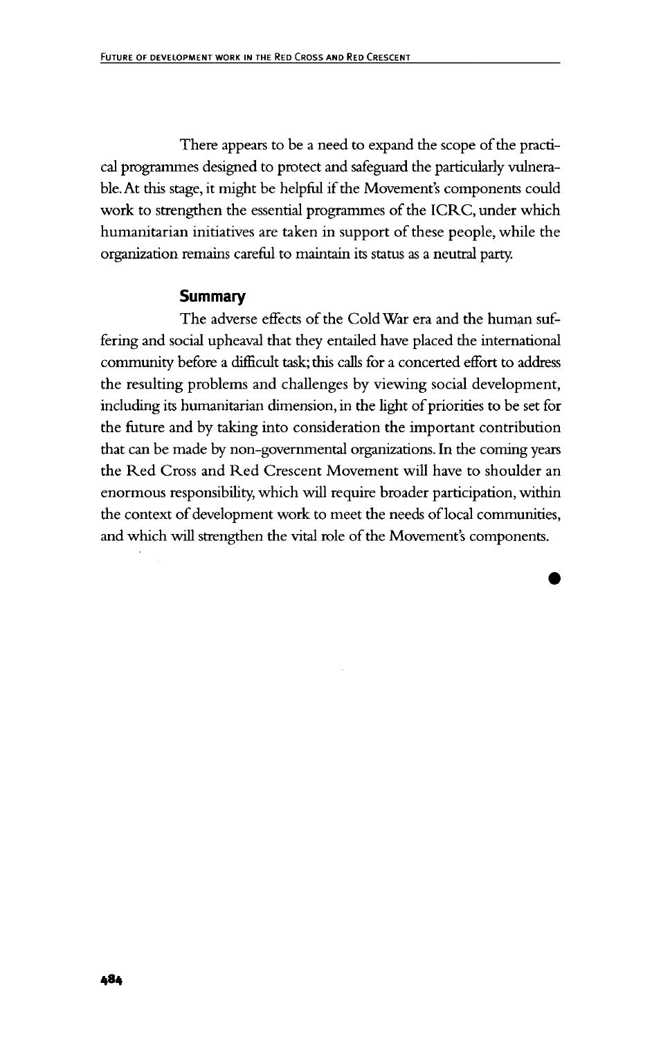There appears to be a need to expand the scope of the practical programmes designed to protect and safeguard the particularly vulnerable. At this stage, it might be helpful if the Movement's components could work to strengthen the essential programmes of the ICRC, under which humanitarian initiatives are taken in support of these people, while the organization remains careful to maintain its status as a neutral party.

## Summary

The adverse effects of the Cold War era and the human suffering and social upheaval that they entailed have placed the international community before a difficult task; this calls for a concerted effort to address the resulting problems and challenges by viewing social development, including its humanitarian dimension, in the light of priorities to be set for the future and by taking into consideration the important contribution that can be made by non-governmental organizations. In the coming years the Red Cross and Red Crescent Movement will have to shoulder an enormous responsibility, which will require broader participation, within the context of development work to meet the needs of local communities, and which will strengthen the vital role of the Movement's components.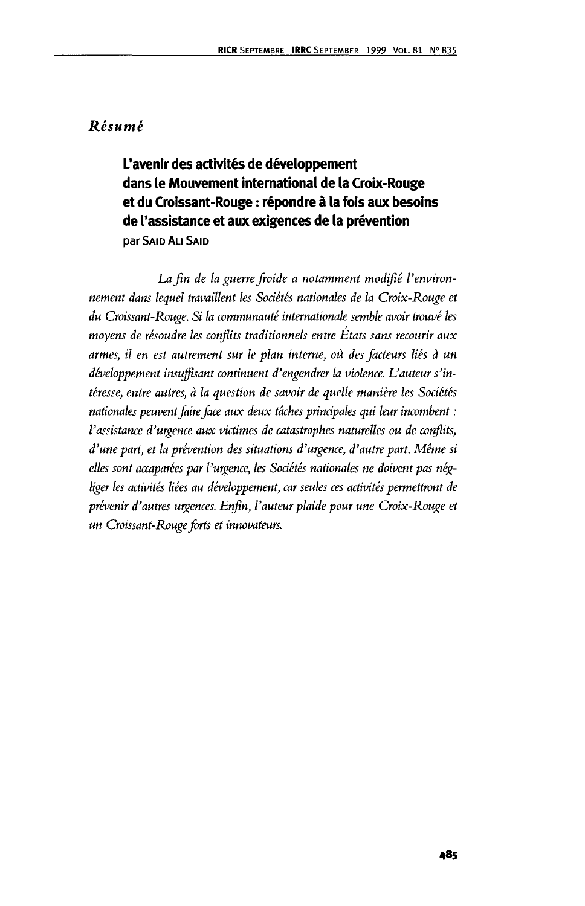## *Résumé*

### L'avenir des activités de développement dans le Mouvement international de la Croix-Rouge et du Croissant-Rouge : répondre à la fois aux besoins de l'assistance et aux exigences de la prévention

par SAID ALI SAID

*La fin de la guerre froide a notamment modifié l'environnement dans lequel travaillent les Sociétés nationales de la Croix-Rouge et du Croissant-Rouge. Si la communauté internationale semble avoir trouvé les moyens de résoudre les conflits traditionnels entre États sans recourir aux armes, il en est autrement sur le plan interne, où des facteurs liés à un développement insuffisant continuent d'engendrer la violence. L'auteur s'intéresse, entre autres, à la question de savoir de quelle manière les Sociétés nationales peuvent faire face aux deux tâches principales qui leur incombent : l'assistance d'urgence aux victimes de catastrophes naturelles ou de conflits, d'une part, et la prévention des situations d'urgence, d'autre part. Même si elles sont accaparées par l'urgence, les Sociétés nationales ne doivent pas négliger les activités liées au développement, car seules ces activités permettront de prévenir d'autres urgences. Enfin, l'auteur plaide pour une Croix-Rouge et un Croissant-Rouge forts et innovateurs.*